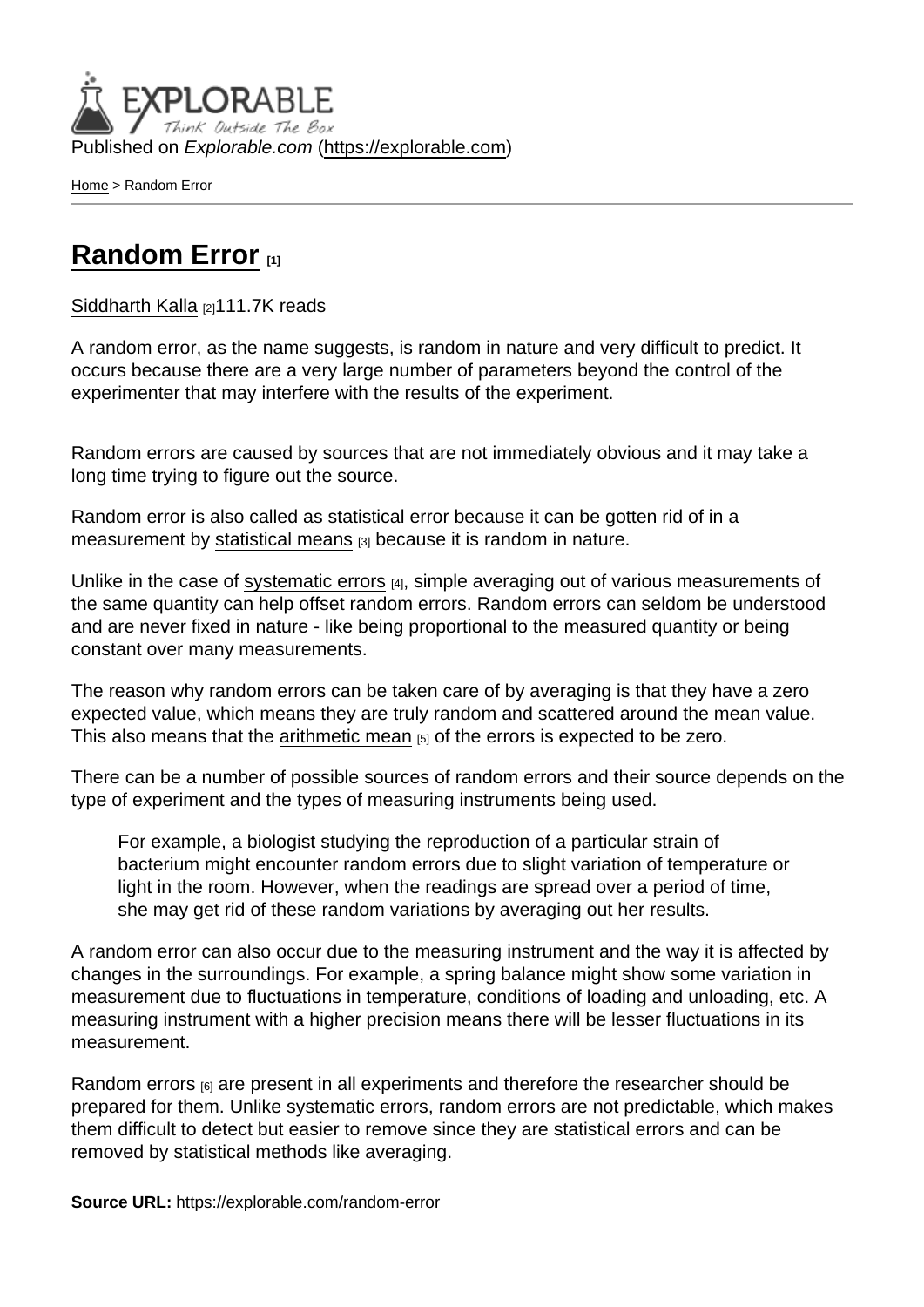Published on *Explorable.com* (https://explorable.com)

Home > Random Error

# Random Error [1]

Siddharth Kalla [2]111.7K reads

A random error, as the name suggests, is random in nature and very difficult to predict. It occurs because there are a very large number of parameters beyond the control of the experimenter that may interfere with the results of the experiment.

Random errors are caused by sources that are not immediately obvious and it may take a long time trying to figure out the source.

Random error is also called as statistical error because it can be gotten rid of in a measurement by statistical means [3] because it is random in nature.

Unlike in the case of systematic errors [4], simple averaging out of various measurements of the same quantity can help offset random errors. Random errors can seldom be understood and are never fixed in nature - like being proportional to the measured quantity or being constant over many measurements.

The reason why random errors can be taken care of by averaging is that they have a zero expected value, which means they are truly random and scattered around the mean value. This also means that the arithmetic mean [5] of the errors is expected to be zero.

There can be a number of possible sources of random errors and their source depends on the type of experiment and the types of measuring instruments being used.

> For example, a biologist studying the reproduction of a particular strain of bacterium might encounter random errors due to slight variation of temperature or light in the room. However, when the readings are spread over a period of time, she may get rid of these random variations by averaging out her results.

A random error can also occur due to the measuring instrument and the way it is affected by changes in the surroundings. For example, a spring balance might show some variation in measurement due to fluctuations in temperature, conditions of loading and unloading, etc. A measuring instrument with a higher precision means there will be lesser fluctuations in its measurement.

Random errors [6] are present in all experiments and therefore the researcher should be prepared for them. Unlike systematic errors, random errors are not predictable, which makes them difficult to detect but easier to remove since they are statistical errors and can be removed by statistical methods like averaging.

**Source URL:** https://explorable.com/random-error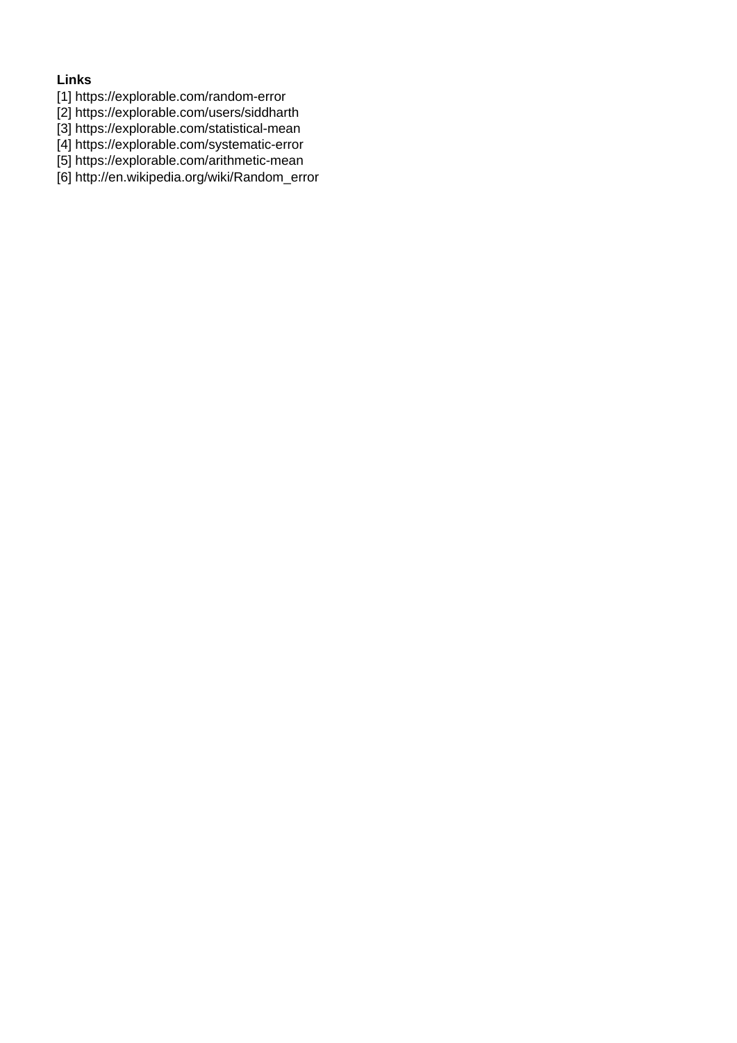**Links**

[1] https://explorable.com/random-error
[2] https://explorable.com/users/siddharth
[3] https://explorable.com/statistical-mean
[4] https://explorable.com/systematic-error
[5] https://explorable.com/arithmetic-mean
[6] http://en.wikipedia.org/wiki/Random_error